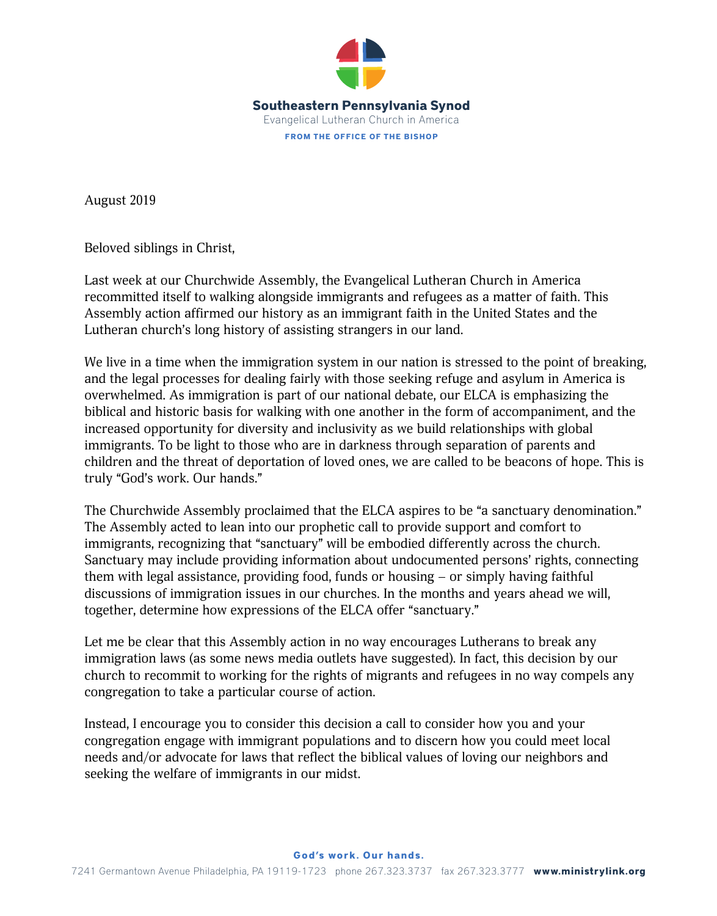**Southeastern Pennsylvania Synod**
Evangelical Lutheran Church in America
**FROM THE OFFICE OF THE BISHOP**

August 2019

Beloved siblings in Christ,

Last week at our Churchwide Assembly, the Evangelical Lutheran Church in America recommitted itself to walking alongside immigrants and refugees as a matter of faith. This Assembly action affirmed our history as an immigrant faith in the United States and the Lutheran church's long history of assisting strangers in our land.

We live in a time when the immigration system in our nation is stressed to the point of breaking, and the legal processes for dealing fairly with those seeking refuge and asylum in America is overwhelmed. As immigration is part of our national debate, our ELCA is emphasizing the biblical and historic basis for walking with one another in the form of accompaniment, and the increased opportunity for diversity and inclusivity as we build relationships with global immigrants. To be light to those who are in darkness through separation of parents and children and the threat of deportation of loved ones, we are called to be beacons of hope. This is truly "God's work. Our hands."

The Churchwide Assembly proclaimed that the ELCA aspires to be "a sanctuary denomination." The Assembly acted to lean into our prophetic call to provide support and comfort to immigrants, recognizing that "sanctuary" will be embodied differently across the church. Sanctuary may include providing information about undocumented persons' rights, connecting them with legal assistance, providing food, funds or housing – or simply having faithful discussions of immigration issues in our churches. In the months and years ahead we will, together, determine how expressions of the ELCA offer "sanctuary."

Let me be clear that this Assembly action in no way encourages Lutherans to break any immigration laws (as some news media outlets have suggested). In fact, this decision by our church to recommit to working for the rights of migrants and refugees in no way compels any congregation to take a particular course of action.

Instead, I encourage you to consider this decision a call to consider how you and your congregation engage with immigrant populations and to discern how you could meet local needs and/or advocate for laws that reflect the biblical values of loving our neighbors and seeking the welfare of immigrants in our midst.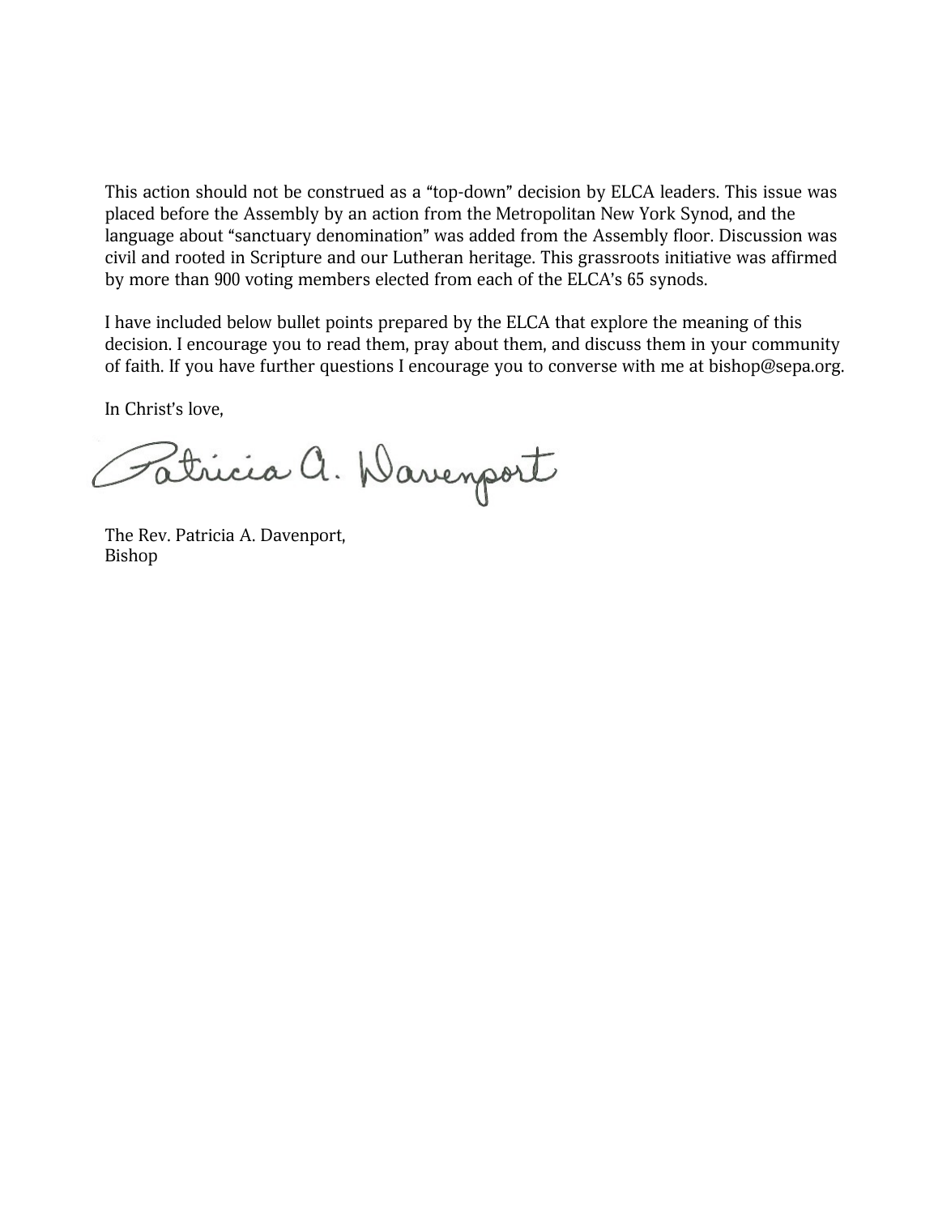This action should not be construed as a "top-down" decision by ELCA leaders. This issue was placed before the Assembly by an action from the Metropolitan New York Synod, and the language about "sanctuary denomination" was added from the Assembly floor. Discussion was civil and rooted in Scripture and our Lutheran heritage. This grassroots initiative was affirmed by more than 900 voting members elected from each of the ELCA's 65 synods.

I have included below bullet points prepared by the ELCA that explore the meaning of this decision. I encourage you to read them, pray about them, and discuss them in your community of faith. If you have further questions I encourage you to converse with me at bishop@sepa.org.

In Christ's love,

Patricia A. Davenport

The Rev. Patricia A. Davenport,
Bishop